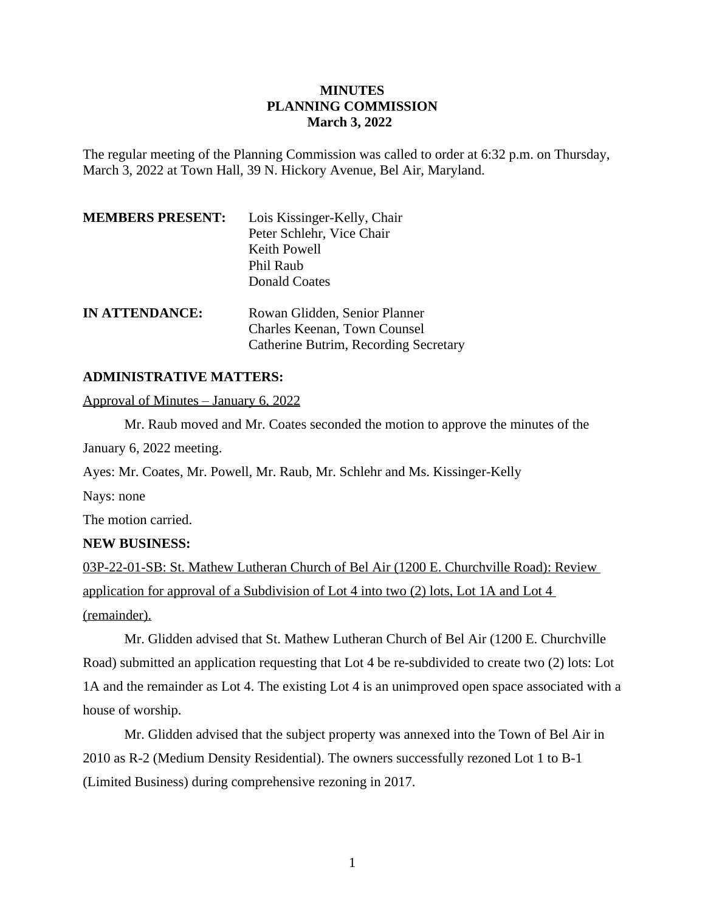# MINUTES
## PLANNING COMMISSION
### March 3, 2022

The regular meeting of the Planning Commission was called to order at 6:32 p.m. on Thursday, March 3, 2022 at Town Hall, 39 N. Hickory Avenue, Bel Air, Maryland.

| | |
|---|---|
| **MEMBERS PRESENT:** | Lois Kissinger-Kelly, Chair<br>Peter Schlehr, Vice Chair<br>Keith Powell<br>Phil Raub<br>Donald Coates |
| **IN ATTENDANCE:** | Rowan Glidden, Senior Planner<br>Charles Keenan, Town Counsel<br>Catherine Butrim, Recording Secretary |

**ADMINISTRATIVE MATTERS:**

Approval of Minutes – January 6, 2022

Mr. Raub moved and Mr. Coates seconded the motion to approve the minutes of the January 6, 2022 meeting.

Ayes: Mr. Coates, Mr. Powell, Mr. Raub, Mr. Schlehr and Ms. Kissinger-Kelly

Nays: none

The motion carried.

**NEW BUSINESS:**

03P-22-01-SB: St. Mathew Lutheran Church of Bel Air (1200 E. Churchville Road): Review application for approval of a Subdivision of Lot 4 into two (2) lots, Lot 1A and Lot 4 (remainder).

Mr. Glidden advised that St. Mathew Lutheran Church of Bel Air (1200 E. Churchville Road) submitted an application requesting that Lot 4 be re-subdivided to create two (2) lots: Lot 1A and the remainder as Lot 4. The existing Lot 4 is an unimproved open space associated with a house of worship.

Mr. Glidden advised that the subject property was annexed into the Town of Bel Air in 2010 as R-2 (Medium Density Residential). The owners successfully rezoned Lot 1 to B-1 (Limited Business) during comprehensive rezoning in 2017.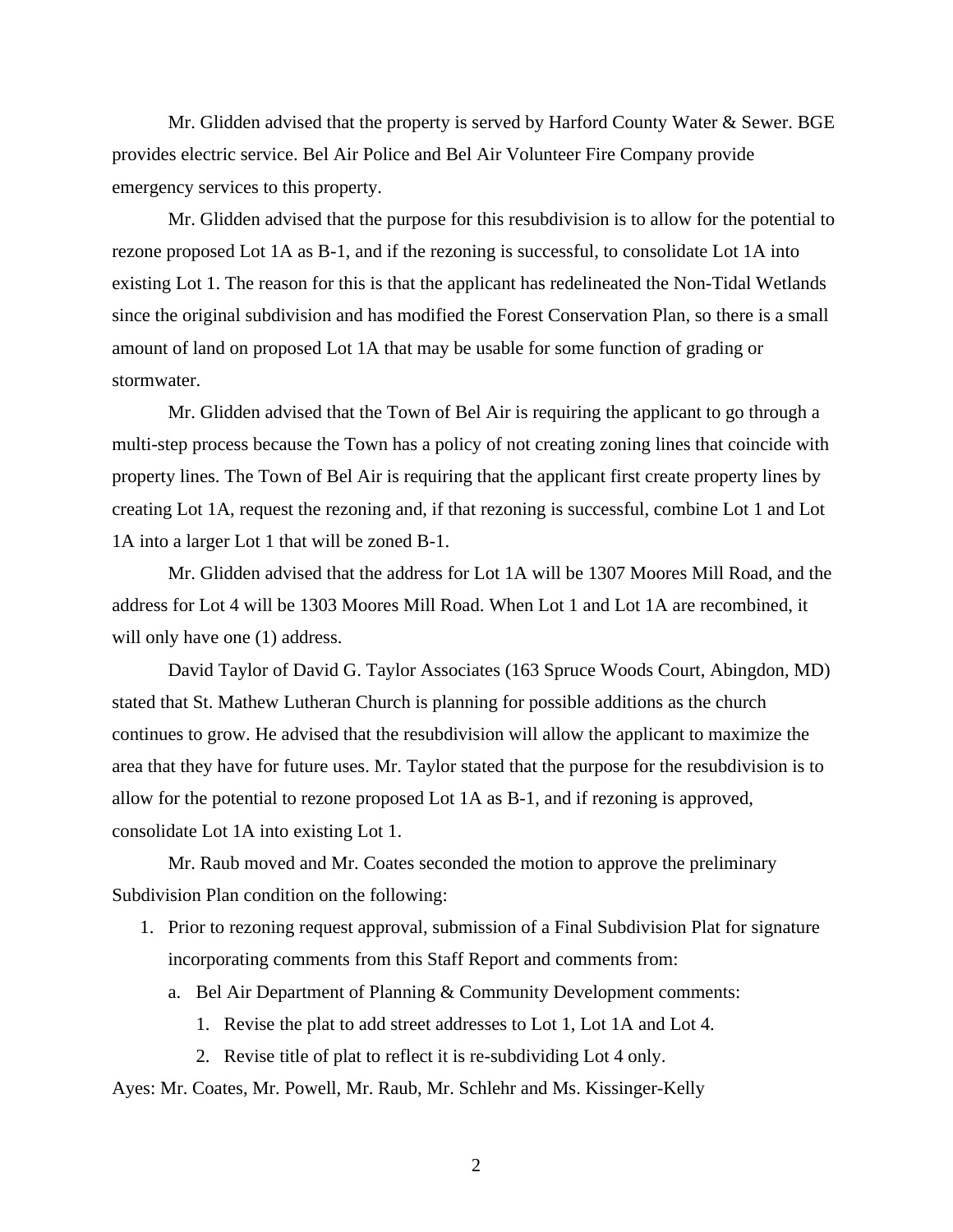Mr. Glidden advised that the property is served by Harford County Water & Sewer. BGE provides electric service. Bel Air Police and Bel Air Volunteer Fire Company provide emergency services to this property.

Mr. Glidden advised that the purpose for this resubdivision is to allow for the potential to rezone proposed Lot 1A as B-1, and if the rezoning is successful, to consolidate Lot 1A into existing Lot 1. The reason for this is that the applicant has redelineated the Non-Tidal Wetlands since the original subdivision and has modified the Forest Conservation Plan, so there is a small amount of land on proposed Lot 1A that may be usable for some function of grading or stormwater.

Mr. Glidden advised that the Town of Bel Air is requiring the applicant to go through a multi-step process because the Town has a policy of not creating zoning lines that coincide with property lines. The Town of Bel Air is requiring that the applicant first create property lines by creating Lot 1A, request the rezoning and, if that rezoning is successful, combine Lot 1 and Lot 1A into a larger Lot 1 that will be zoned B-1.

Mr. Glidden advised that the address for Lot 1A will be 1307 Moores Mill Road, and the address for Lot 4 will be 1303 Moores Mill Road. When Lot 1 and Lot 1A are recombined, it will only have one (1) address.

David Taylor of David G. Taylor Associates (163 Spruce Woods Court, Abingdon, MD) stated that St. Mathew Lutheran Church is planning for possible additions as the church continues to grow. He advised that the resubdivision will allow the applicant to maximize the area that they have for future uses. Mr. Taylor stated that the purpose for the resubdivision is to allow for the potential to rezone proposed Lot 1A as B-1, and if rezoning is approved, consolidate Lot 1A into existing Lot 1.

Mr. Raub moved and Mr. Coates seconded the motion to approve the preliminary Subdivision Plan condition on the following:

1. Prior to rezoning request approval, submission of a Final Subdivision Plat for signature incorporating comments from this Staff Report and comments from:
   a. Bel Air Department of Planning & Community Development comments:
      1. Revise the plat to add street addresses to Lot 1, Lot 1A and Lot 4.
      2. Revise title of plat to reflect it is re-subdividing Lot 4 only.

Ayes: Mr. Coates, Mr. Powell, Mr. Raub, Mr. Schlehr and Ms. Kissinger-Kelly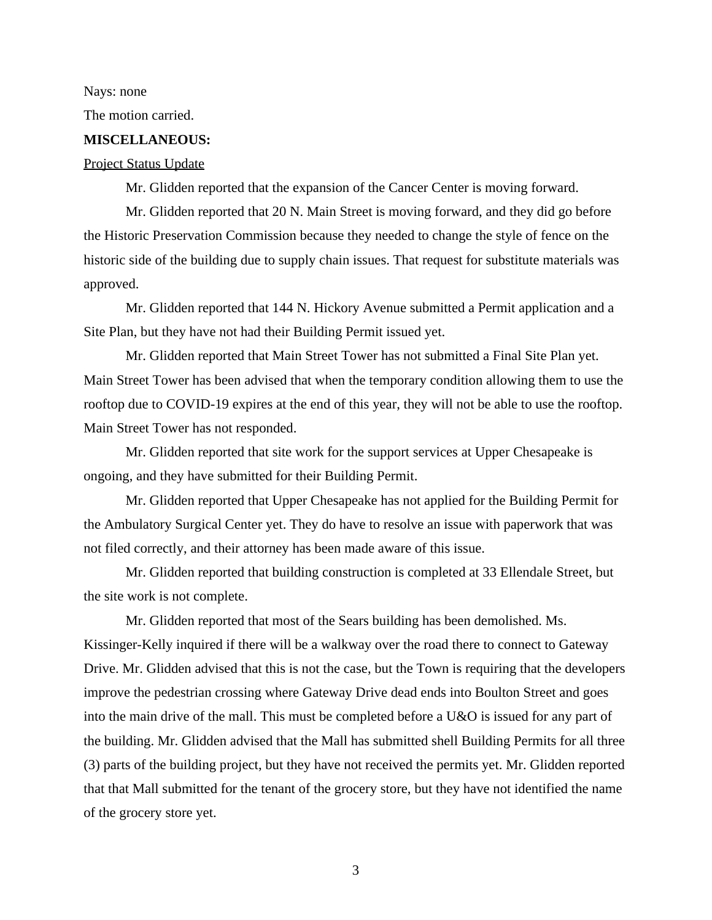Nays: none

The motion carried.

**MISCELLANEOUS:**

Project Status Update

Mr. Glidden reported that the expansion of the Cancer Center is moving forward.

Mr. Glidden reported that 20 N. Main Street is moving forward, and they did go before the Historic Preservation Commission because they needed to change the style of fence on the historic side of the building due to supply chain issues. That request for substitute materials was approved.

Mr. Glidden reported that 144 N. Hickory Avenue submitted a Permit application and a Site Plan, but they have not had their Building Permit issued yet.

Mr. Glidden reported that Main Street Tower has not submitted a Final Site Plan yet. Main Street Tower has been advised that when the temporary condition allowing them to use the rooftop due to COVID-19 expires at the end of this year, they will not be able to use the rooftop. Main Street Tower has not responded.

Mr. Glidden reported that site work for the support services at Upper Chesapeake is ongoing, and they have submitted for their Building Permit.

Mr. Glidden reported that Upper Chesapeake has not applied for the Building Permit for the Ambulatory Surgical Center yet. They do have to resolve an issue with paperwork that was not filed correctly, and their attorney has been made aware of this issue.

Mr. Glidden reported that building construction is completed at 33 Ellendale Street, but the site work is not complete.

Mr. Glidden reported that most of the Sears building has been demolished. Ms. Kissinger-Kelly inquired if there will be a walkway over the road there to connect to Gateway Drive. Mr. Glidden advised that this is not the case, but the Town is requiring that the developers improve the pedestrian crossing where Gateway Drive dead ends into Boulton Street and goes into the main drive of the mall. This must be completed before a U&O is issued for any part of the building. Mr. Glidden advised that the Mall has submitted shell Building Permits for all three (3) parts of the building project, but they have not received the permits yet. Mr. Glidden reported that that Mall submitted for the tenant of the grocery store, but they have not identified the name of the grocery store yet.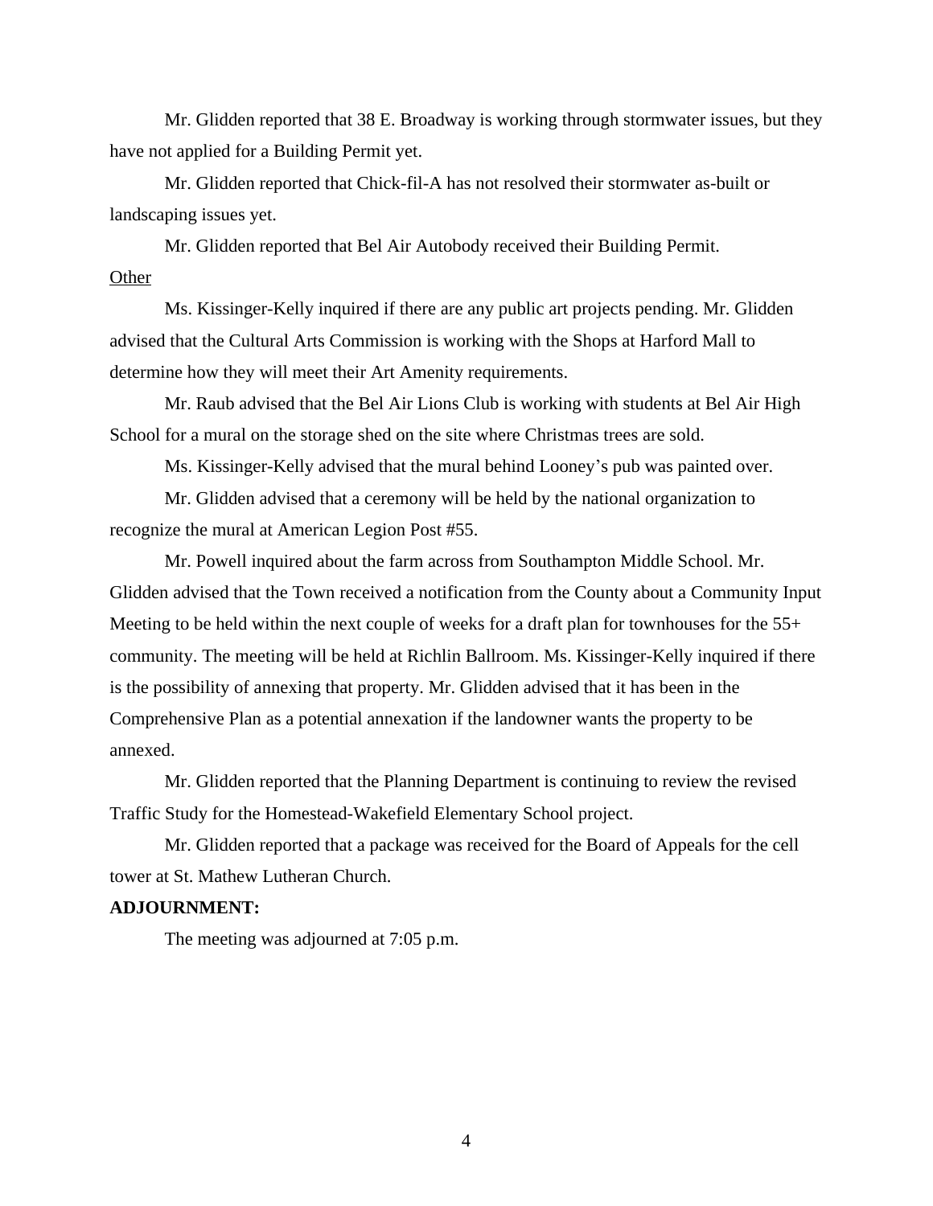Mr. Glidden reported that 38 E. Broadway is working through stormwater issues, but they have not applied for a Building Permit yet.

Mr. Glidden reported that Chick-fil-A has not resolved their stormwater as-built or landscaping issues yet.

Mr. Glidden reported that Bel Air Autobody received their Building Permit.

<u>Other</u>

Ms. Kissinger-Kelly inquired if there are any public art projects pending. Mr. Glidden advised that the Cultural Arts Commission is working with the Shops at Harford Mall to determine how they will meet their Art Amenity requirements.

Mr. Raub advised that the Bel Air Lions Club is working with students at Bel Air High School for a mural on the storage shed on the site where Christmas trees are sold.

Ms. Kissinger-Kelly advised that the mural behind Looney's pub was painted over.

Mr. Glidden advised that a ceremony will be held by the national organization to recognize the mural at American Legion Post #55.

Mr. Powell inquired about the farm across from Southampton Middle School. Mr. Glidden advised that the Town received a notification from the County about a Community Input Meeting to be held within the next couple of weeks for a draft plan for townhouses for the 55+ community. The meeting will be held at Richlin Ballroom. Ms. Kissinger-Kelly inquired if there is the possibility of annexing that property. Mr. Glidden advised that it has been in the Comprehensive Plan as a potential annexation if the landowner wants the property to be annexed.

Mr. Glidden reported that the Planning Department is continuing to review the revised Traffic Study for the Homestead-Wakefield Elementary School project.

Mr. Glidden reported that a package was received for the Board of Appeals for the cell tower at St. Mathew Lutheran Church.

**ADJOURNMENT:**

The meeting was adjourned at 7:05 p.m.